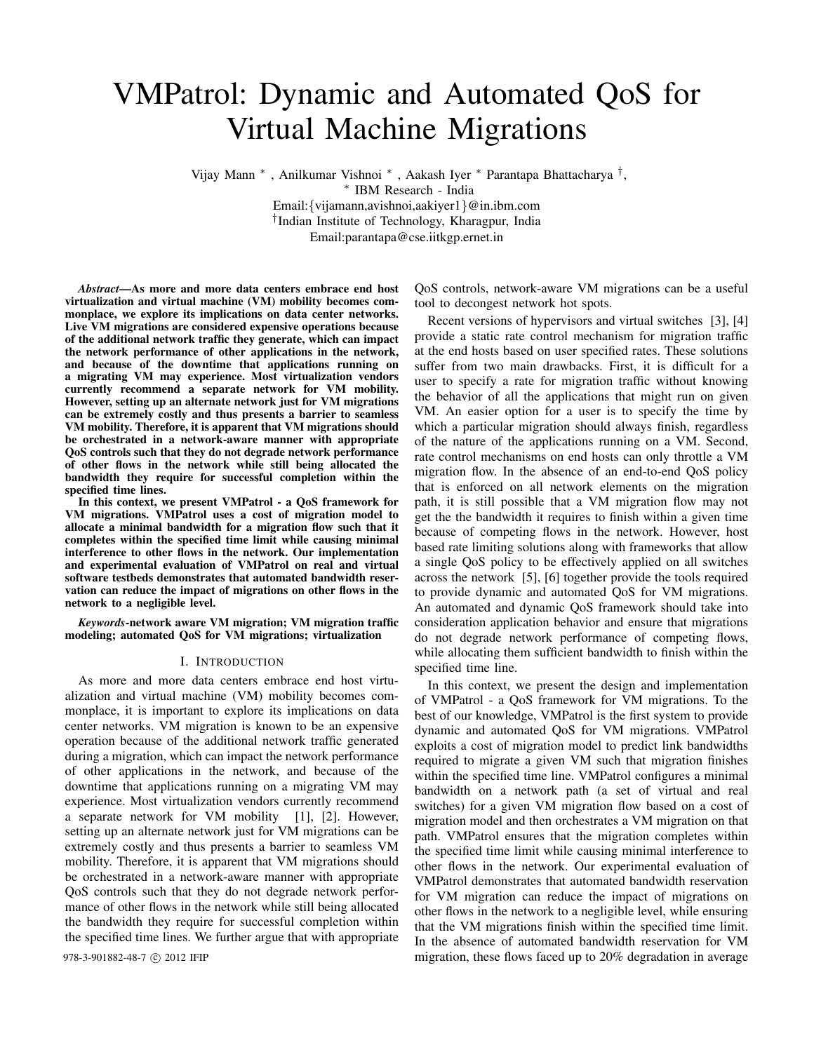# VMPatrol: Dynamic and Automated QoS for Virtual Machine Migrations

Vijay Mann [*], Anilkumar Vishnoi [*], Aakash Iyer [*] Parantapa Bhattacharya [†],

[*] IBM Research - India

Email:{vijamann,avishnoi,aakiyer1}@in.ibm.com

[†]Indian Institute of Technology, Kharagpur, India

Email:parantapa@cse.iitkgp.ernet.in

***Abstract*—As more and more data centers embrace end host virtualization and virtual machine (VM) mobility becomes commonplace, we explore its implications on data center networks. Live VM migrations are considered expensive operations because of the additional network traffic they generate, which can impact the network performance of other applications in the network, and because of the downtime that applications running on a migrating VM may experience. Most virtualization vendors currently recommend a separate network for VM mobility. However, setting up an alternate network just for VM migrations can be extremely costly and thus presents a barrier to seamless VM mobility. Therefore, it is apparent that VM migrations should be orchestrated in a network-aware manner with appropriate QoS controls such that they do not degrade network performance of other flows in the network while still being allocated the bandwidth they require for successful completion within the specified time lines.**

**In this context, we present VMPatrol - a QoS framework for VM migrations. VMPatrol uses a cost of migration model to allocate a minimal bandwidth for a migration flow such that it completes within the specified time limit while causing minimal interference to other flows in the network. Our implementation and experimental evaluation of VMPatrol on real and virtual software testbeds demonstrates that automated bandwidth reservation can reduce the impact of migrations on other flows in the network to a negligible level.**

***Keywords*-network aware VM migration; VM migration traffic modeling; automated QoS for VM migrations; virtualization**

## I. Introduction

As more and more data centers embrace end host virtualization and virtual machine (VM) mobility becomes commonplace, it is important to explore its implications on data center networks. VM migration is known to be an expensive operation because of the additional network traffic generated during a migration, which can impact the network performance of other applications in the network, and because of the downtime that applications running on a migrating VM may experience. Most virtualization vendors currently recommend a separate network for VM mobility [1], [2]. However, setting up an alternate network just for VM migrations can be extremely costly and thus presents a barrier to seamless VM mobility. Therefore, it is apparent that VM migrations should be orchestrated in a network-aware manner with appropriate QoS controls such that they do not degrade network performance of other flows in the network while still being allocated the bandwidth they require for successful completion within the specified time lines. We further argue that with appropriate QoS controls, network-aware VM migrations can be a useful tool to decongest network hot spots.

Recent versions of hypervisors and virtual switches [3], [4] provide a static rate control mechanism for migration traffic at the end hosts based on user specified rates. These solutions suffer from two main drawbacks. First, it is difficult for a user to specify a rate for migration traffic without knowing the behavior of all the applications that might run on given VM. An easier option for a user is to specify the time by which a particular migration should always finish, regardless of the nature of the applications running on a VM. Second, rate control mechanisms on end hosts can only throttle a VM migration flow. In the absence of an end-to-end QoS policy that is enforced on all network elements on the migration path, it is still possible that a VM migration flow may not get the bandwidth it requires to finish within a given time because of competing flows in the network. However, host based rate limiting solutions along with frameworks that allow a single QoS policy to be effectively applied on all switches across the network [5], [6] together provide the tools required to provide dynamic and automated QoS for VM migrations. An automated and dynamic QoS framework should take into consideration application behavior and ensure that migrations do not degrade network performance of competing flows, while allocating them sufficient bandwidth to finish within the specified time line.

In this context, we present the design and implementation of VMPatrol - a QoS framework for VM migrations. To the best of our knowledge, VMPatrol is the first system to provide dynamic and automated QoS for VM migrations. VMPatrol exploits a cost of migration model to predict link bandwidths required to migrate a given VM such that migration finishes within the specified time line. VMPatrol configures a minimal bandwidth on a network path (a set of virtual and real switches) for a given VM migration flow based on a cost of migration model and then orchestrates a VM migration on that path. VMPatrol ensures that the migration completes within the specified time limit while causing minimal interference to other flows in the network. Our experimental evaluation of VMPatrol demonstrates that automated bandwidth reservation for VM migration can reduce the impact of migrations on other flows in the network to a negligible level, while ensuring that the VM migrations finish within the specified time limit. In the absence of automated bandwidth reservation for VM migration, these flows faced up to 20% degradation in average

978-3-901882-48-7 © 2012 IFIP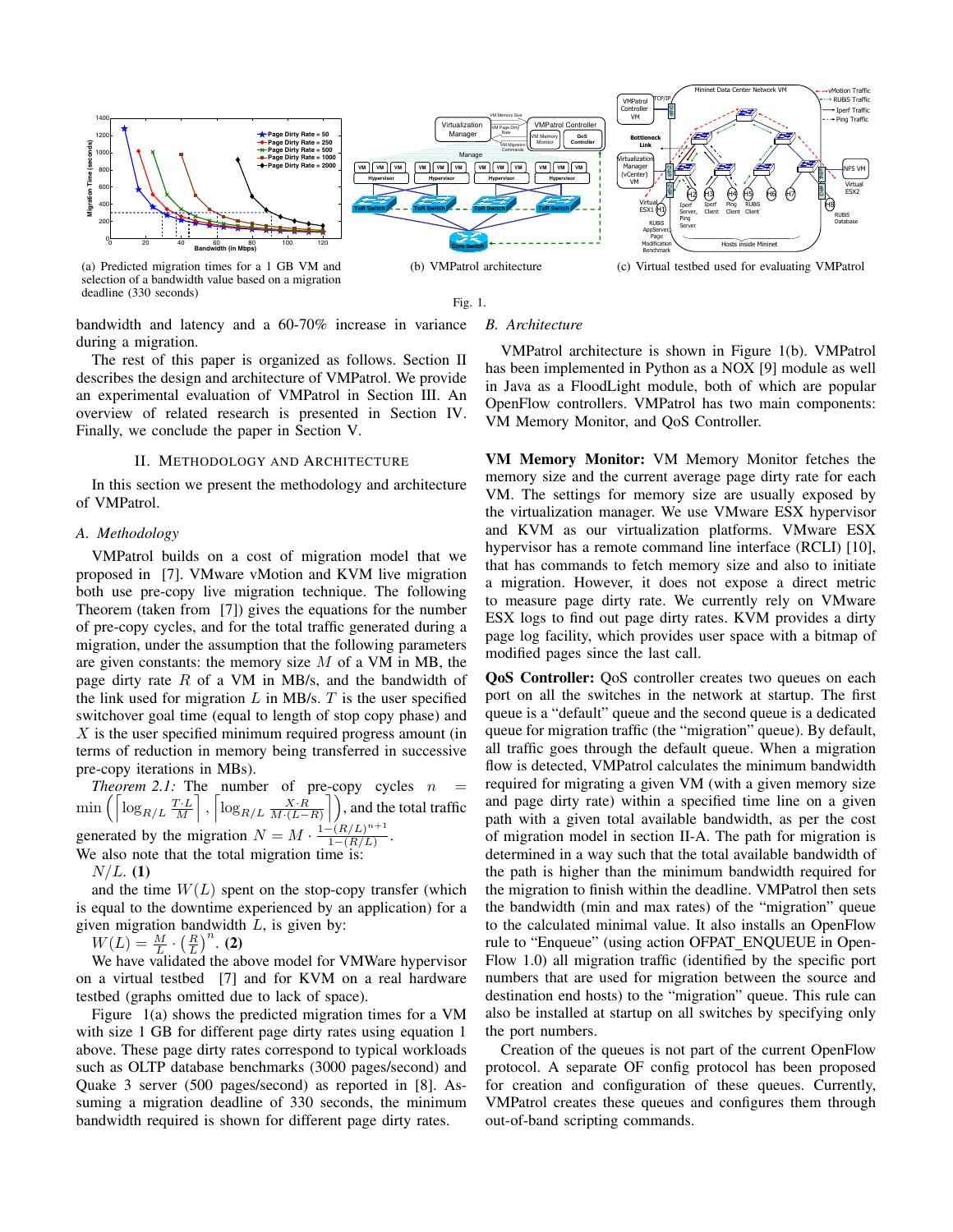(a) Predicted migration times for a 1 GB VM and selection of a bandwidth value based on a migration deadline (330 seconds)

(b) VMPatrol architecture

(c) Virtual testbed used for evaluating VMPatrol

Fig. 1.

bandwidth and latency and a 60-70% increase in variance during a migration.

The rest of this paper is organized as follows. Section II describes the design and architecture of VMPatrol. We provide an experimental evaluation of VMPatrol in Section III. An overview of related research is presented in Section IV. Finally, we conclude the paper in Section V.

## II. Methodology and Architecture

In this section we present the methodology and architecture of VMPatrol.

### A. Methodology

VMPatrol builds on a cost of migration model that we proposed in [7]. VMware vMotion and KVM live migration both use pre-copy live migration technique. The following Theorem (taken from [7]) gives the equations for the number of pre-copy cycles, and for the total traffic generated during a migration, under the assumption that the following parameters are given constants: the memory size $M$ of a VM in MB, the page dirty rate $R$ of a VM in MB/s, and the bandwidth of the link used for migration $L$ in MB/s. $T$ is the user specified switchover goal time (equal to length of stop copy phase) and $X$ is the user specified minimum required progress amount (in terms of reduction in memory being transferred in successive pre-copy iterations in MBs).

*Theorem 2.1:* The number of pre-copy cycles $n = \min\left(\left\lceil \log_{R/L} \frac{T \cdot L}{M} \right\rceil, \left\lceil \log_{R/L} \frac{X \cdot R}{M \cdot (L-R)} \right\rceil\right)$, and the total traffic generated by the migration $N = M \cdot \frac{1-(R/L)^{n+1}}{1-(R/L)}$.
We also note that the total migration time is:

$N/L$. **(1)**

and the time $W(L)$ spent on the stop-copy transfer (which is equal to the downtime experienced by an application) for a given migration bandwidth $L$, is given by:

$W(L) = \frac{M}{L} \cdot \left(\frac{R}{L}\right)^n$. **(2)**

We have validated the above model for VMWare hypervisor on a virtual testbed [7] and for KVM on a real hardware testbed (graphs omitted due to lack of space).

Figure 1(a) shows the predicted migration times for a VM with size 1 GB for different page dirty rates using equation 1 above. These page dirty rates correspond to typical workloads such as OLTP database benchmarks (3000 pages/second) and Quake 3 server (500 pages/second) as reported in [8]. Assuming a migration deadline of 330 seconds, the minimum bandwidth required is shown for different page dirty rates.

### B. Architecture

VMPatrol architecture is shown in Figure 1(b). VMPatrol has been implemented in Python as a NOX [9] module as well in Java as a FloodLight module, both of which are popular OpenFlow controllers. VMPatrol has two main components: VM Memory Monitor, and QoS Controller.

**VM Memory Monitor:** VM Memory Monitor fetches the memory size and the current average page dirty rate for each VM. The settings for memory size are usually exposed by the virtualization manager. We use VMware ESX hypervisor and KVM as our virtualization platforms. VMware ESX hypervisor has a remote command line interface (RCLI) [10], that has commands to fetch memory size and also to initiate a migration. However, it does not expose a direct metric to measure page dirty rate. We currently rely on VMware ESX logs to find out page dirty rates. KVM provides a dirty page log facility, which provides user space with a bitmap of modified pages since the last call.

**QoS Controller:** QoS controller creates two queues on each port on all the switches in the network at startup. The first queue is a "default" queue and the second queue is a dedicated queue for migration traffic (the "migration" queue). By default, all traffic goes through the default queue. When a migration flow is detected, VMPatrol calculates the minimum bandwidth required for migrating a given VM (with a given memory size and page dirty rate) within a specified time line on a given path with a given total available bandwidth, as per the cost of migration model in section II-A. The path for migration is determined in a way such that the total available bandwidth of the path is higher than the minimum bandwidth required for the migration to finish within the deadline. VMPatrol then sets the bandwidth (min and max rates) of the "migration" queue to the calculated minimal value. It also installs an OpenFlow rule to "Enqueue" (using action OFPAT_ENQUEUE in OpenFlow 1.0) all migration traffic (identified by the specific port numbers that are used for migration between the source and destination end hosts) to the "migration" queue. This rule can also be installed at startup on all switches by specifying only the port numbers.

Creation of the queues is not part of the current OpenFlow protocol. A separate OF config protocol has been proposed for creation and configuration of these queues. Currently, VMPatrol creates these queues and configures them through out-of-band scripting commands.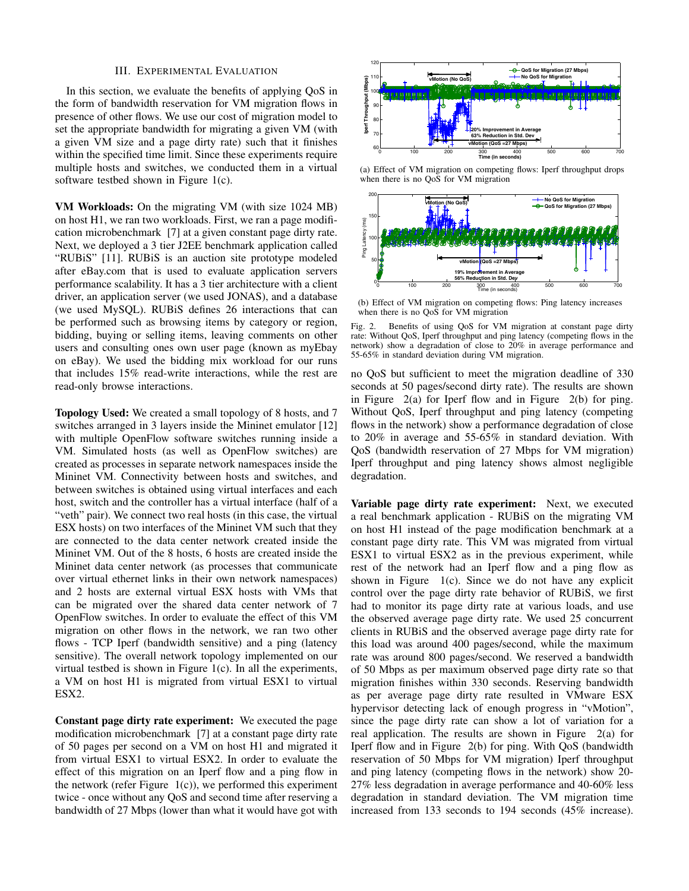## III. Experimental Evaluation

In this section, we evaluate the benefits of applying QoS in the form of bandwidth reservation for VM migration flows in presence of other flows. We use our cost of migration model to set the appropriate bandwidth for migrating a given VM (with a given VM size and a page dirty rate) such that it finishes within the specified time limit. Since these experiments require multiple hosts and switches, we conducted them in a virtual software testbed shown in Figure 1(c).

**VM Workloads:** On the migrating VM (with size 1024 MB) on host H1, we ran two workloads. First, we ran a page modification microbenchmark [7] at a given constant page dirty rate. Next, we deployed a 3 tier J2EE benchmark application called "RUBiS" [11]. RUBiS is an auction site prototype modeled after eBay.com that is used to evaluate application servers performance scalability. It has a 3 tier architecture with a client driver, an application server (we used JONAS), and a database (we used MySQL). RUBiS defines 26 interactions that can be performed such as browsing items by category or region, bidding, buying or selling items, leaving comments on other users and consulting ones own user page (known as myEbay on eBay). We used the bidding mix workload for our runs that includes 15% read-write interactions, while the rest are read-only browse interactions.

**Topology Used:** We created a small topology of 8 hosts, and 7 switches arranged in 3 layers inside the Mininet emulator [12] with multiple OpenFlow software switches running inside a VM. Simulated hosts (as well as OpenFlow switches) are created as processes in separate network namespaces inside the Mininet VM. Connectivity between hosts and switches, and between switches is obtained using virtual interfaces and each host, switch and the controller has a virtual interface (half of a "veth" pair). We connect two real hosts (in this case, the virtual ESX hosts) on two interfaces of the Mininet VM such that they are connected to the data center network created inside the Mininet VM. Out of the 8 hosts, 6 hosts are created inside the Mininet data center network (as processes that communicate over virtual ethernet links in their own network namespaces) and 2 hosts are external virtual ESX hosts with VMs that can be migrated over the shared data center network of 7 OpenFlow switches. In order to evaluate the effect of this VM migration on other flows in the network, we ran two other flows - TCP Iperf (bandwidth sensitive) and a ping (latency sensitive). The overall network topology implemented on our virtual testbed is shown in Figure 1(c). In all the experiments, a VM on host H1 is migrated from virtual ESX1 to virtual ESX2.

**Constant page dirty rate experiment:** We executed the page modification microbenchmark [7] at a constant page dirty rate of 50 pages per second on a VM on host H1 and migrated it from virtual ESX1 to virtual ESX2. In order to evaluate the effect of this migration on an Iperf flow and a ping flow in the network (refer Figure 1(c)), we performed this experiment twice - once without any QoS and second time after reserving a bandwidth of 27 Mbps (lower than what it would have got with

(a) Effect of VM migration on competing flows: Iperf throughput drops when there is no QoS for VM migration

(b) Effect of VM migration on competing flows: Ping latency increases when there is no QoS for VM migration

Fig. 2. Benefits of using QoS for VM migration at constant page dirty rate: Without QoS, Iperf throughput and ping latency (competing flows in the network) show a degradation of close to 20% in average performance and 55-65% in standard deviation during VM migration.

no QoS but sufficient to meet the migration deadline of 330 seconds at 50 pages/second dirty rate). The results are shown in Figure 2(a) for Iperf flow and in Figure 2(b) for ping. Without QoS, Iperf throughput and ping latency (competing flows in the network) show a performance degradation of close to 20% in average and 55-65% in standard deviation. With QoS (bandwidth reservation of 27 Mbps for VM migration) Iperf throughput and ping latency shows almost negligible degradation.

**Variable page dirty rate experiment:** Next, we executed a real benchmark application - RUBiS on the migrating VM on host H1 instead of the page modification benchmark at a constant page dirty rate. This VM was migrated from virtual ESX1 to virtual ESX2 as in the previous experiment, while rest of the network had an Iperf flow and a ping flow as shown in Figure 1(c). Since we do not have any explicit control over the page dirty rate behavior of RUBiS, we first had to monitor its page dirty rate at various loads, and use the observed average page dirty rate. We used 25 concurrent clients in RUBiS and the observed average page dirty rate for this load was around 400 pages/second, while the maximum rate was around 800 pages/second. We reserved a bandwidth of 50 Mbps as per maximum observed page dirty rate so that migration finishes within 330 seconds. Reserving bandwidth as per average page dirty rate resulted in VMware ESX hypervisor detecting lack of enough progress in "vMotion", since the page dirty rate can show a lot of variation for a real application. The results are shown in Figure 2(a) for Iperf flow and in Figure 2(b) for ping. With QoS (bandwidth reservation of 50 Mbps for VM migration) Iperf throughput and ping latency (competing flows in the network) show 20-27% less degradation in average performance and 40-60% less degradation in standard deviation. The VM migration time increased from 133 seconds to 194 seconds (45% increase).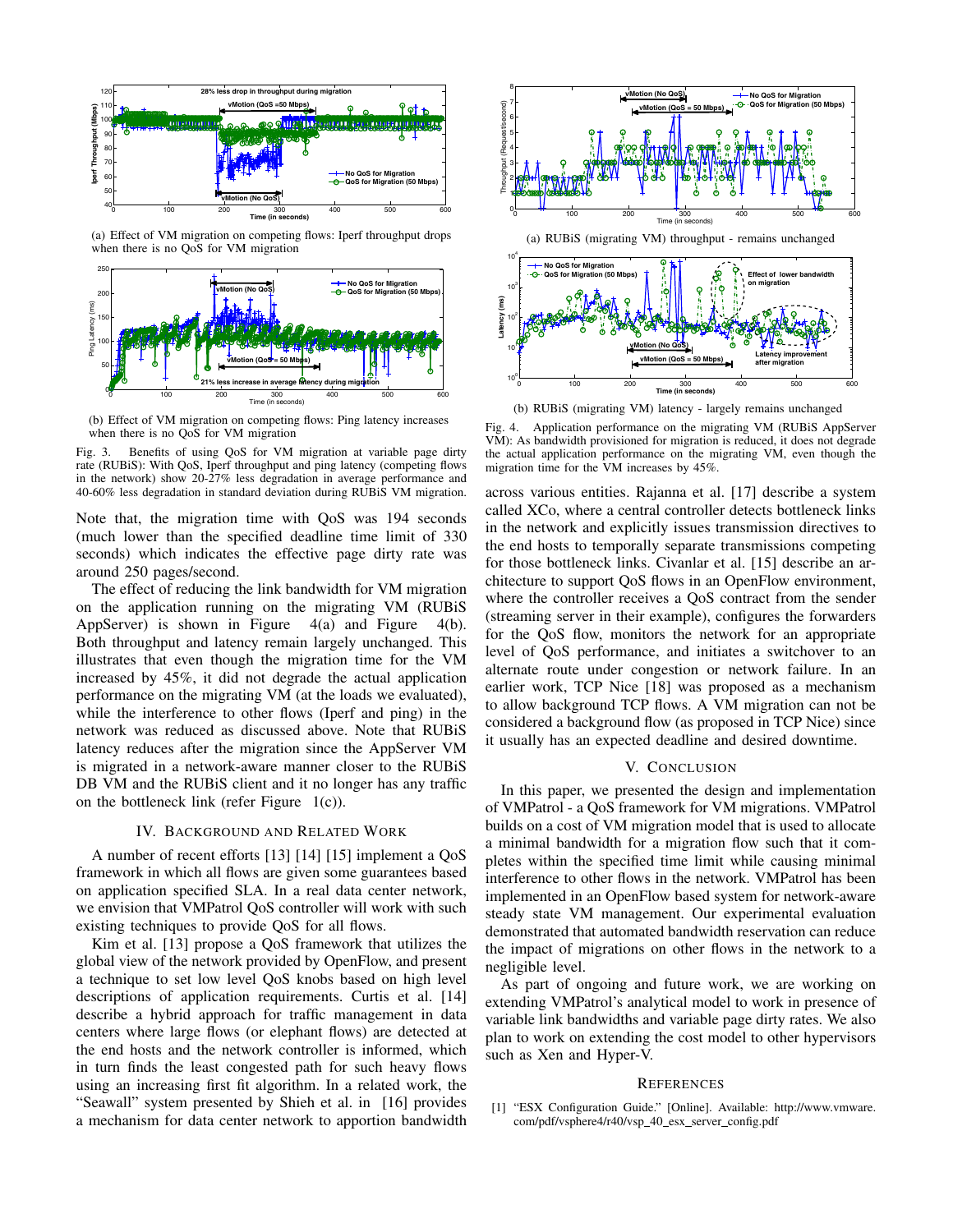(a) Effect of VM migration on competing flows: Iperf throughput drops when there is no QoS for VM migration

(b) Effect of VM migration on competing flows: Ping latency increases when there is no QoS for VM migration

Fig. 3. Benefits of using QoS for VM migration at variable page dirty rate (RUBiS): With QoS, Iperf throughput and ping latency (competing flows in the network) show 20-27% less degradation in average performance and 40-60% less degradation in standard deviation during RUBiS VM migration.

Note that, the migration time with QoS was 194 seconds (much lower than the specified deadline time limit of 330 seconds) which indicates the effective page dirty rate was around 250 pages/second.

The effect of reducing the link bandwidth for VM migration on the application running on the migrating VM (RUBiS AppServer) is shown in Figure 4(a) and Figure 4(b). Both throughput and latency remain largely unchanged. This illustrates that even though the migration time for the VM increased by 45%, it did not degrade the actual application performance on the migrating VM (at the loads we evaluated), while the interference to other flows (Iperf and ping) in the network was reduced as discussed above. Note that RUBiS latency reduces after the migration since the AppServer VM is migrated in a network-aware manner closer to the RUBiS DB VM and the RUBiS client and it no longer has any traffic on the bottleneck link (refer Figure 1(c)).

## IV. Background and Related Work

A number of recent efforts [13] [14] [15] implement a QoS framework in which all flows are given some guarantees based on application specified SLA. In a real data center network, we envision that VMPatrol QoS controller will work with such existing techniques to provide QoS for all flows.

Kim et al. [13] propose a QoS framework that utilizes the global view of the network provided by OpenFlow, and present a technique to set low level QoS knobs based on high level descriptions of application requirements. Curtis et al. [14] describe a hybrid approach for traffic management in data centers where large flows (or elephant flows) are detected at the end hosts and the network controller is informed, which in turn finds the least congested path for such heavy flows using an increasing first fit algorithm. In a related work, the "Seawall" system presented by Shieh et al. in [16] provides a mechanism for data center network to apportion bandwidth

(a) RUBiS (migrating VM) throughput - remains unchanged

(b) RUBiS (migrating VM) latency - largely remains unchanged

Fig. 4. Application performance on the migrating VM (RUBiS AppServer VM): As bandwidth provisioned for migration is reduced, it does not degrade the actual application performance on the migrating VM, even though the migration time for the VM increases by 45%.

across various entities. Rajanna et al. [17] describe a system called XCo, where a central controller detects bottleneck links in the network and explicitly issues transmission directives to the end hosts to temporally separate transmissions competing for those bottleneck links. Civanlar et al. [15] describe an architecture to support QoS flows in an OpenFlow environment, where the controller receives a QoS contract from the sender (streaming server in their example), configures the forwarders for the QoS flow, monitors the network for an appropriate level of QoS performance, and initiates a switchover to an alternate route under congestion or network failure. In an earlier work, TCP Nice [18] was proposed as a mechanism to allow background TCP flows. A VM migration can not be considered a background flow (as proposed in TCP Nice) since it usually has an expected deadline and desired downtime.

## V. Conclusion

In this paper, we presented the design and implementation of VMPatrol - a QoS framework for VM migrations. VMPatrol builds on a cost of VM migration model that is used to allocate a minimal bandwidth for a migration flow such that it completes within the specified time limit while causing minimal interference to other flows in the network. VMPatrol has been implemented in an OpenFlow based system for network-aware steady state VM management. Our experimental evaluation demonstrated that automated bandwidth reservation can reduce the impact of migrations on other flows in the network to a negligible level.

As part of ongoing and future work, we are working on extending VMPatrol's analytical model to work in presence of variable link bandwidths and variable page dirty rates. We also plan to work on extending the cost model to other hypervisors such as Xen and Hyper-V.

## References

[1] "ESX Configuration Guide." [Online]. Available: http://www.vmware.com/pdf/vsphere4/r40/vsp_40_esx_server_config.pdf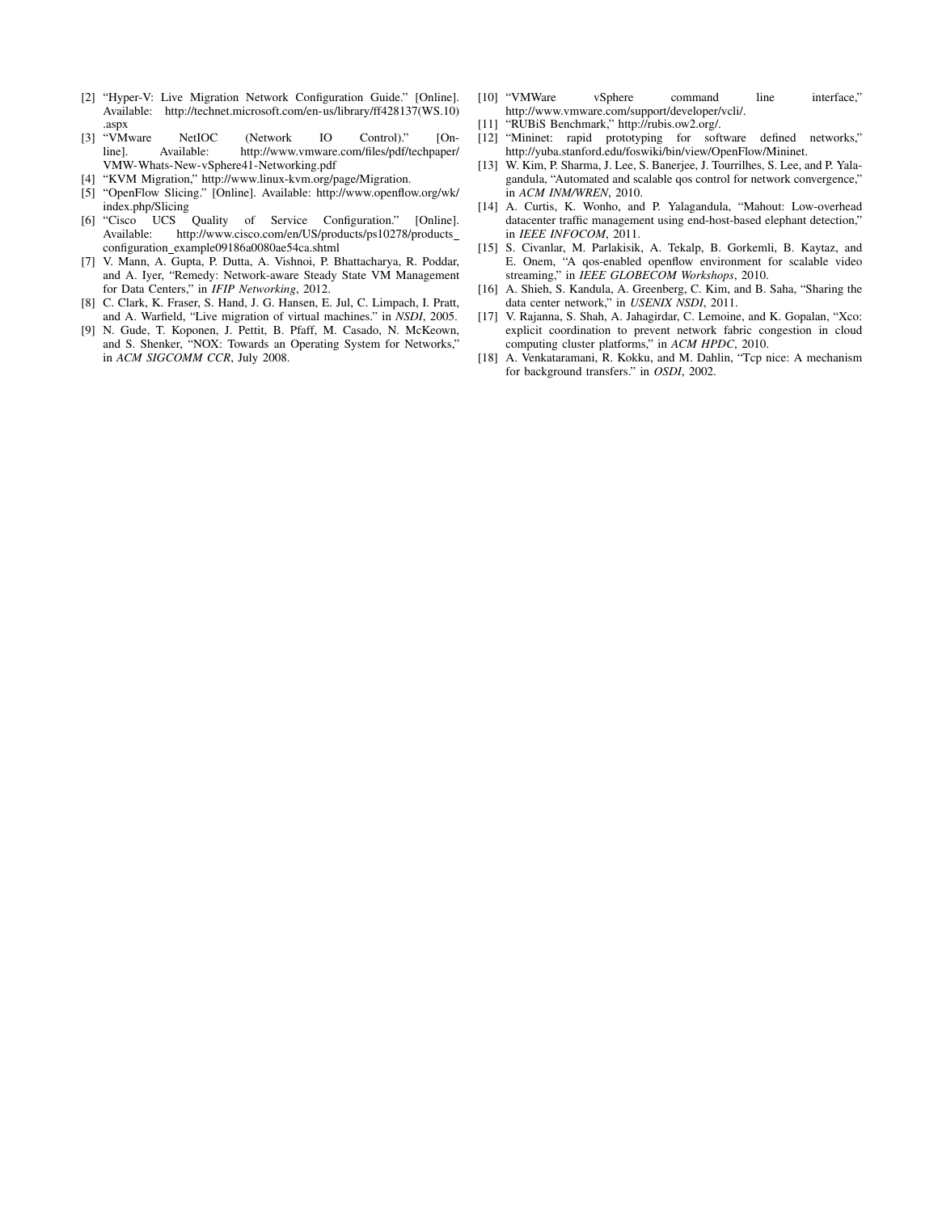[2] "Hyper-V: Live Migration Network Configuration Guide." [Online]. Available: http://technet.microsoft.com/en-us/library/ff428137(WS.10).aspx

[3] "VMware NetIOC (Network IO Control)." [Online]. Available: http://www.vmware.com/files/pdf/techpaper/VMW-Whats-New-vSphere41-Networking.pdf

[4] "KVM Migration," http://www.linux-kvm.org/page/Migration.

[5] "OpenFlow Slicing." [Online]. Available: http://www.openflow.org/wk/index.php/Slicing

[6] "Cisco UCS Quality of Service Configuration." [Online]. Available: http://www.cisco.com/en/US/products/ps10278/products_configuration_example09186a0080ae54ca.shtml

[7] V. Mann, A. Gupta, P. Dutta, A. Vishnoi, P. Bhattacharya, R. Poddar, and A. Iyer, "Remedy: Network-aware Steady State VM Management for Data Centers," in *IFIP Networking*, 2012.

[8] C. Clark, K. Fraser, S. Hand, J. G. Hansen, E. Jul, C. Limpach, I. Pratt, and A. Warfield, "Live migration of virtual machines." in *NSDI*, 2005.

[9] N. Gude, T. Koponen, J. Pettit, B. Pfaff, M. Casado, N. McKeown, and S. Shenker, "NOX: Towards an Operating System for Networks," in *ACM SIGCOMM CCR*, July 2008.

[10] "VMWare vSphere command line interface," http://www.vmware.com/support/developer/vcli/.

[11] "RUBiS Benchmark," http://rubis.ow2.org/.

[12] "Mininet: rapid prototyping for software defined networks," http://yuba.stanford.edu/foswiki/bin/view/OpenFlow/Mininet.

[13] W. Kim, P. Sharma, J. Lee, S. Banerjee, J. Tourrilhes, S. Lee, and P. Yalagandula, "Automated and scalable qos control for network convergence," in *ACM INM/WREN*, 2010.

[14] A. Curtis, K. Wonho, and P. Yalagandula, "Mahout: Low-overhead datacenter traffic management using end-host-based elephant detection," in *IEEE INFOCOM*, 2011.

[15] S. Civanlar, M. Parlakisik, A. Tekalp, B. Gorkemli, B. Kaytaz, and E. Onem, "A qos-enabled openflow environment for scalable video streaming," in *IEEE GLOBECOM Workshops*, 2010.

[16] A. Shieh, S. Kandula, A. Greenberg, C. Kim, and B. Saha, "Sharing the data center network," in *USENIX NSDI*, 2011.

[17] V. Rajanna, S. Shah, A. Jahagirdar, C. Lemoine, and K. Gopalan, "Xco: explicit coordination to prevent network fabric congestion in cloud computing cluster platforms," in *ACM HPDC*, 2010.

[18] A. Venkataramani, R. Kokku, and M. Dahlin, "Tcp nice: A mechanism for background transfers." in *OSDI*, 2002.